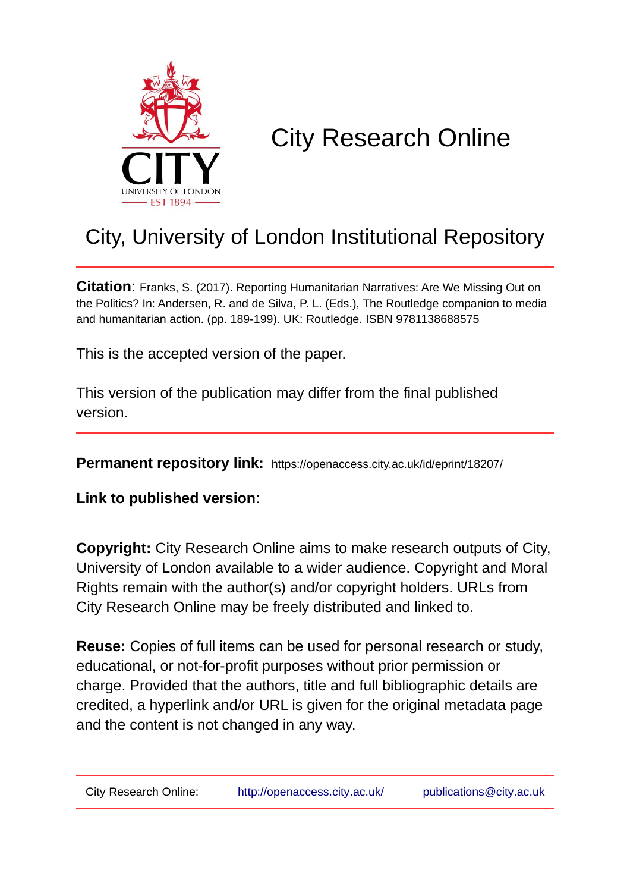# City Research Online

## City, University of London Institutional Repository

**Citation**: Franks, S. (2017). Reporting Humanitarian Narratives: Are We Missing Out on the Politics? In: Andersen, R. and de Silva, P. L. (Eds.), The Routledge companion to media and humanitarian action. (pp. 189-199). UK: Routledge. ISBN 9781138688575

This is the accepted version of the paper.

This version of the publication may differ from the final published version.

**Permanent repository link:** https://openaccess.city.ac.uk/id/eprint/18207/

**Link to published version**:

**Copyright:** City Research Online aims to make research outputs of City, University of London available to a wider audience. Copyright and Moral Rights remain with the author(s) and/or copyright holders. URLs from City Research Online may be freely distributed and linked to.

**Reuse:** Copies of full items can be used for personal research or study, educational, or not-for-profit purposes without prior permission or charge. Provided that the authors, title and full bibliographic details are credited, a hyperlink and/or URL is given for the original metadata page and the content is not changed in any way.

City Research Online: http://openaccess.city.ac.uk/ publications@city.ac.uk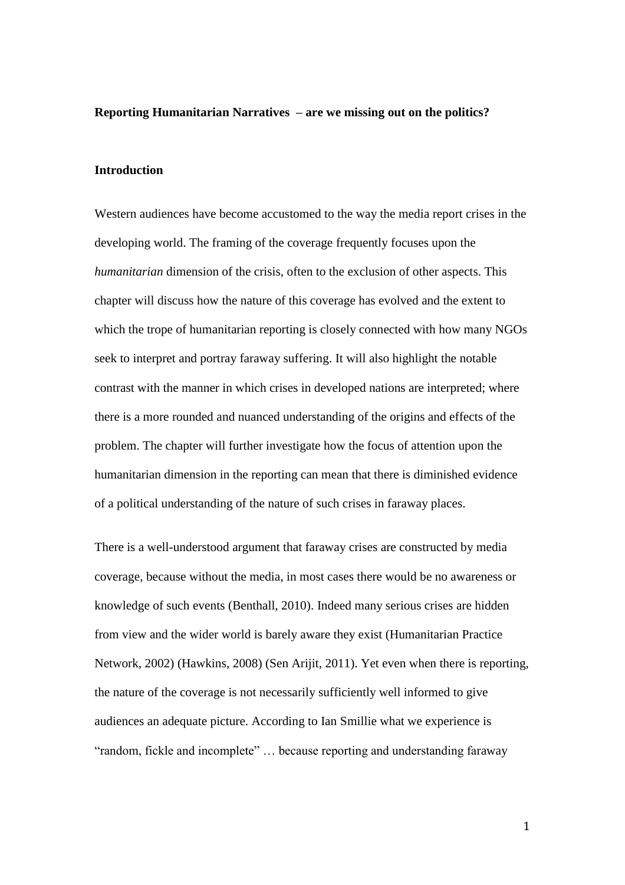**Reporting Humanitarian Narratives – are we missing out on the politics?**

**Introduction**

Western audiences have become accustomed to the way the media report crises in the developing world. The framing of the coverage frequently focuses upon the *humanitarian* dimension of the crisis, often to the exclusion of other aspects. This chapter will discuss how the nature of this coverage has evolved and the extent to which the trope of humanitarian reporting is closely connected with how many NGOs seek to interpret and portray faraway suffering. It will also highlight the notable contrast with the manner in which crises in developed nations are interpreted; where there is a more rounded and nuanced understanding of the origins and effects of the problem. The chapter will further investigate how the focus of attention upon the humanitarian dimension in the reporting can mean that there is diminished evidence of a political understanding of the nature of such crises in faraway places.

There is a well-understood argument that faraway crises are constructed by media coverage, because without the media, in most cases there would be no awareness or knowledge of such events (Benthall, 2010). Indeed many serious crises are hidden from view and the wider world is barely aware they exist (Humanitarian Practice Network, 2002) (Hawkins, 2008) (Sen Arijit, 2011). Yet even when there is reporting, the nature of the coverage is not necessarily sufficiently well informed to give audiences an adequate picture. According to Ian Smillie what we experience is "random, fickle and incomplete" … because reporting and understanding faraway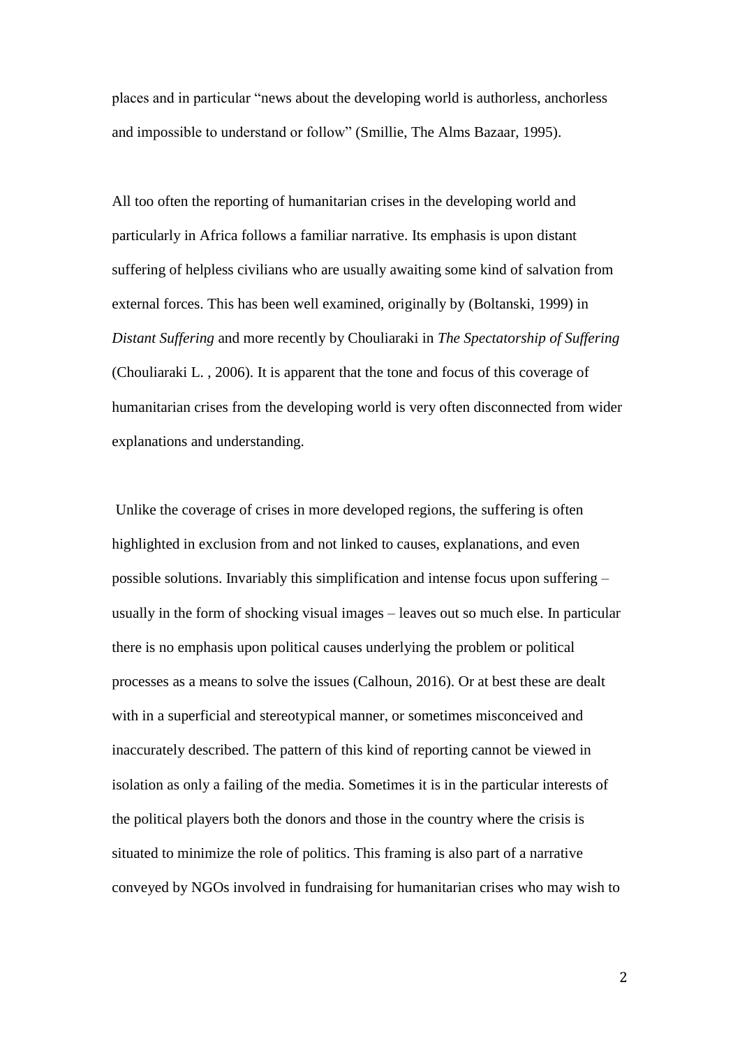places and in particular “news about the developing world is authorless, anchorless and impossible to understand or follow” (Smillie, The Alms Bazaar, 1995).

All too often the reporting of humanitarian crises in the developing world and particularly in Africa follows a familiar narrative. Its emphasis is upon distant suffering of helpless civilians who are usually awaiting some kind of salvation from external forces. This has been well examined, originally by (Boltanski, 1999) in *Distant Suffering* and more recently by Chouliaraki in *The Spectatorship of Suffering* (Chouliaraki L. , 2006). It is apparent that the tone and focus of this coverage of humanitarian crises from the developing world is very often disconnected from wider explanations and understanding.

Unlike the coverage of crises in more developed regions, the suffering is often highlighted in exclusion from and not linked to causes, explanations, and even possible solutions. Invariably this simplification and intense focus upon suffering – usually in the form of shocking visual images – leaves out so much else. In particular there is no emphasis upon political causes underlying the problem or political processes as a means to solve the issues (Calhoun, 2016). Or at best these are dealt with in a superficial and stereotypical manner, or sometimes misconceived and inaccurately described. The pattern of this kind of reporting cannot be viewed in isolation as only a failing of the media. Sometimes it is in the particular interests of the political players both the donors and those in the country where the crisis is situated to minimize the role of politics. This framing is also part of a narrative conveyed by NGOs involved in fundraising for humanitarian crises who may wish to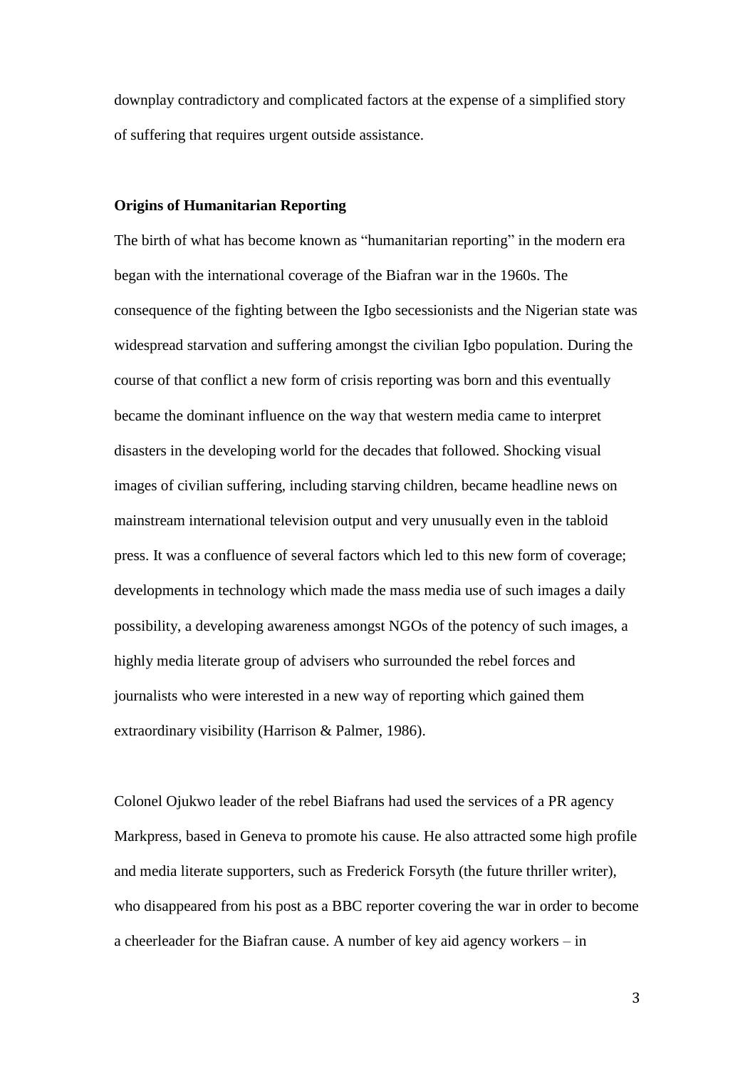downplay contradictory and complicated factors at the expense of a simplified story of suffering that requires urgent outside assistance.

**Origins of Humanitarian Reporting**

The birth of what has become known as "humanitarian reporting" in the modern era began with the international coverage of the Biafran war in the 1960s. The consequence of the fighting between the Igbo secessionists and the Nigerian state was widespread starvation and suffering amongst the civilian Igbo population. During the course of that conflict a new form of crisis reporting was born and this eventually became the dominant influence on the way that western media came to interpret disasters in the developing world for the decades that followed. Shocking visual images of civilian suffering, including starving children, became headline news on mainstream international television output and very unusually even in the tabloid press. It was a confluence of several factors which led to this new form of coverage; developments in technology which made the mass media use of such images a daily possibility, a developing awareness amongst NGOs of the potency of such images, a highly media literate group of advisers who surrounded the rebel forces and journalists who were interested in a new way of reporting which gained them extraordinary visibility (Harrison & Palmer, 1986).

Colonel Ojukwo leader of the rebel Biafrans had used the services of a PR agency Markpress, based in Geneva to promote his cause. He also attracted some high profile and media literate supporters, such as Frederick Forsyth (the future thriller writer), who disappeared from his post as a BBC reporter covering the war in order to become a cheerleader for the Biafran cause. A number of key aid agency workers – in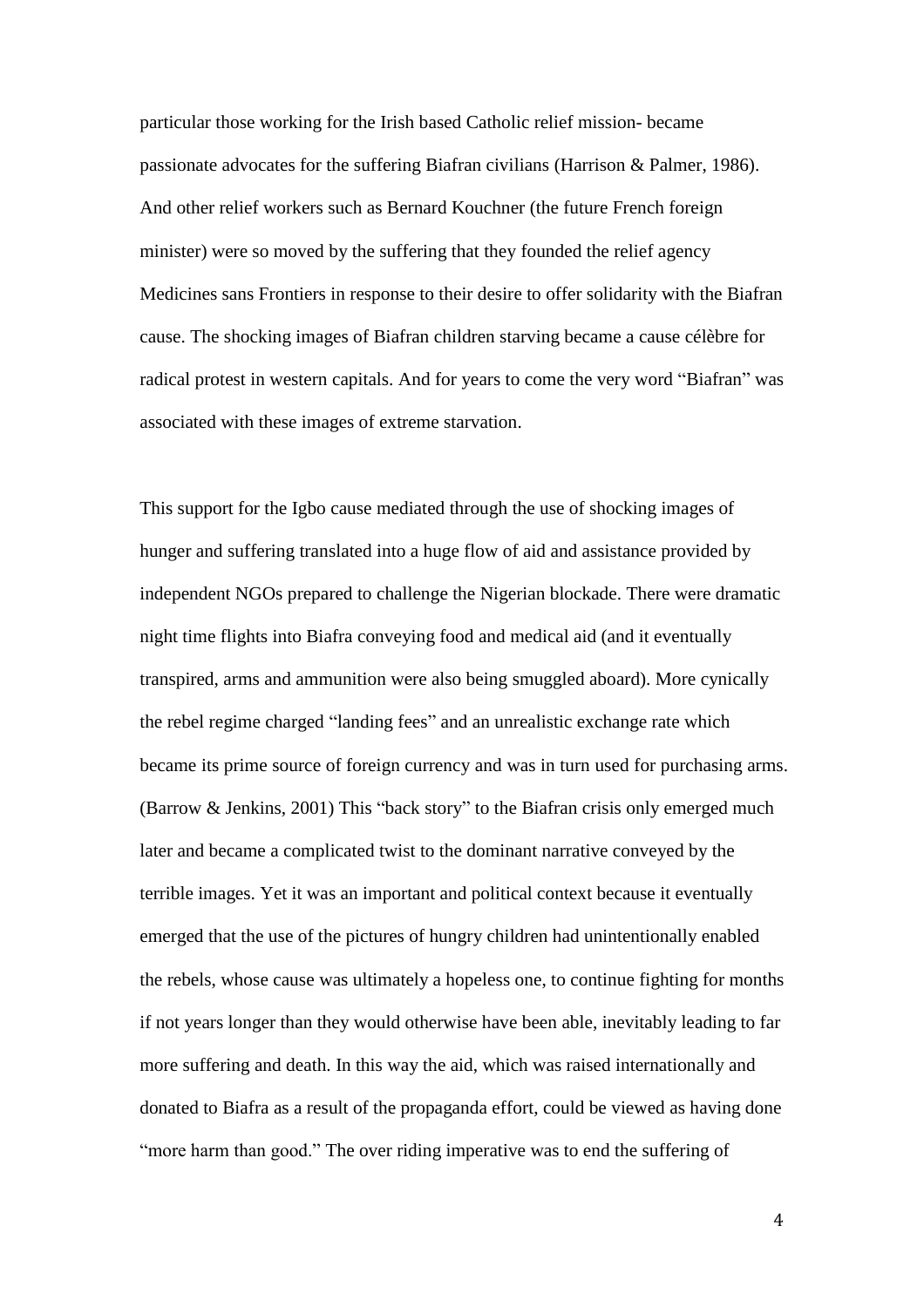particular those working for the Irish based Catholic relief mission- became passionate advocates for the suffering Biafran civilians (Harrison & Palmer, 1986). And other relief workers such as Bernard Kouchner (the future French foreign minister) were so moved by the suffering that they founded the relief agency Medicines sans Frontiers in response to their desire to offer solidarity with the Biafran cause. The shocking images of Biafran children starving became a cause célèbre for radical protest in western capitals. And for years to come the very word "Biafran" was associated with these images of extreme starvation.

This support for the Igbo cause mediated through the use of shocking images of hunger and suffering translated into a huge flow of aid and assistance provided by independent NGOs prepared to challenge the Nigerian blockade. There were dramatic night time flights into Biafra conveying food and medical aid (and it eventually transpired, arms and ammunition were also being smuggled aboard). More cynically the rebel regime charged "landing fees" and an unrealistic exchange rate which became its prime source of foreign currency and was in turn used for purchasing arms. (Barrow & Jenkins, 2001) This "back story" to the Biafran crisis only emerged much later and became a complicated twist to the dominant narrative conveyed by the terrible images. Yet it was an important and political context because it eventually emerged that the use of the pictures of hungry children had unintentionally enabled the rebels, whose cause was ultimately a hopeless one, to continue fighting for months if not years longer than they would otherwise have been able, inevitably leading to far more suffering and death. In this way the aid, which was raised internationally and donated to Biafra as a result of the propaganda effort, could be viewed as having done "more harm than good." The over riding imperative was to end the suffering of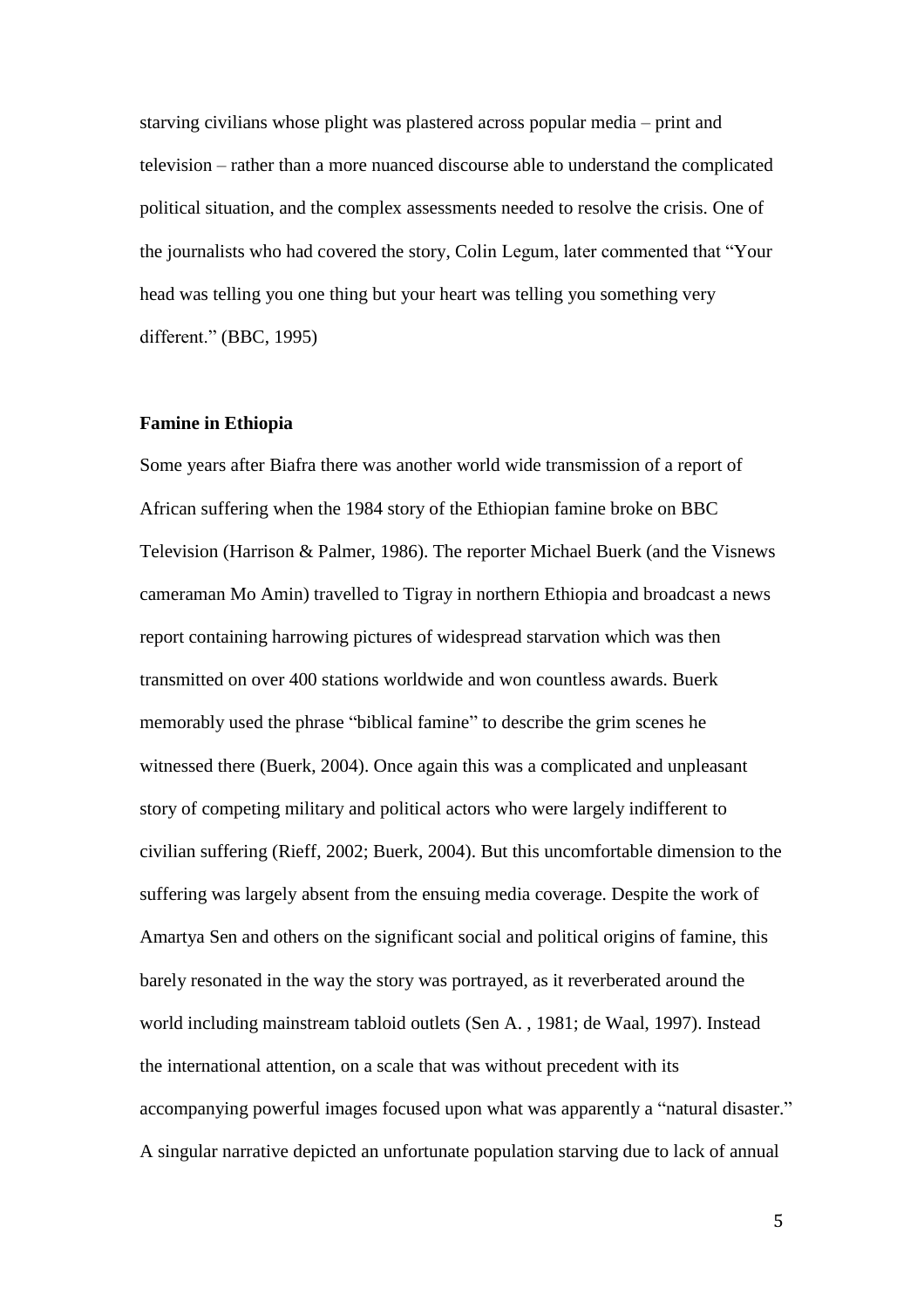starving civilians whose plight was plastered across popular media – print and television – rather than a more nuanced discourse able to understand the complicated political situation, and the complex assessments needed to resolve the crisis. One of the journalists who had covered the story, Colin Legum, later commented that "Your head was telling you one thing but your heart was telling you something very different." (BBC, 1995)

**Famine in Ethiopia**

Some years after Biafra there was another world wide transmission of a report of African suffering when the 1984 story of the Ethiopian famine broke on BBC Television (Harrison & Palmer, 1986). The reporter Michael Buerk (and the Visnews cameraman Mo Amin) travelled to Tigray in northern Ethiopia and broadcast a news report containing harrowing pictures of widespread starvation which was then transmitted on over 400 stations worldwide and won countless awards. Buerk memorably used the phrase "biblical famine" to describe the grim scenes he witnessed there (Buerk, 2004). Once again this was a complicated and unpleasant story of competing military and political actors who were largely indifferent to civilian suffering (Rieff, 2002; Buerk, 2004). But this uncomfortable dimension to the suffering was largely absent from the ensuing media coverage. Despite the work of Amartya Sen and others on the significant social and political origins of famine, this barely resonated in the way the story was portrayed, as it reverberated around the world including mainstream tabloid outlets (Sen A. , 1981; de Waal, 1997). Instead the international attention, on a scale that was without precedent with its accompanying powerful images focused upon what was apparently a "natural disaster." A singular narrative depicted an unfortunate population starving due to lack of annual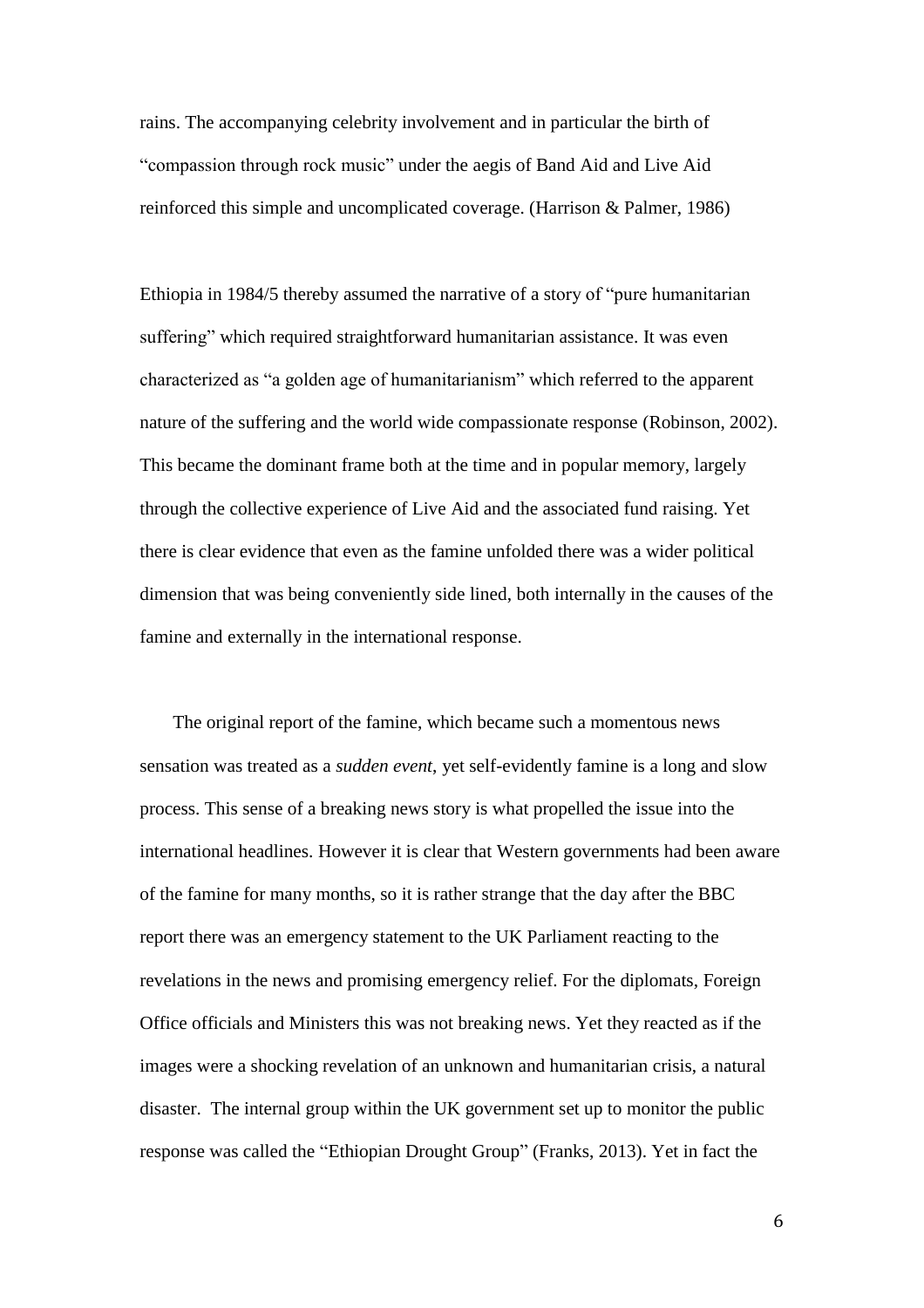rains. The accompanying celebrity involvement and in particular the birth of "compassion through rock music" under the aegis of Band Aid and Live Aid reinforced this simple and uncomplicated coverage. (Harrison & Palmer, 1986)

Ethiopia in 1984/5 thereby assumed the narrative of a story of "pure humanitarian suffering" which required straightforward humanitarian assistance. It was even characterized as "a golden age of humanitarianism" which referred to the apparent nature of the suffering and the world wide compassionate response (Robinson, 2002). This became the dominant frame both at the time and in popular memory, largely through the collective experience of Live Aid and the associated fund raising. Yet there is clear evidence that even as the famine unfolded there was a wider political dimension that was being conveniently side lined, both internally in the causes of the famine and externally in the international response.

The original report of the famine, which became such a momentous news sensation was treated as a *sudden event*, yet self-evidently famine is a long and slow process. This sense of a breaking news story is what propelled the issue into the international headlines. However it is clear that Western governments had been aware of the famine for many months, so it is rather strange that the day after the BBC report there was an emergency statement to the UK Parliament reacting to the revelations in the news and promising emergency relief. For the diplomats, Foreign Office officials and Ministers this was not breaking news. Yet they reacted as if the images were a shocking revelation of an unknown and humanitarian crisis, a natural disaster. The internal group within the UK government set up to monitor the public response was called the "Ethiopian Drought Group" (Franks, 2013). Yet in fact the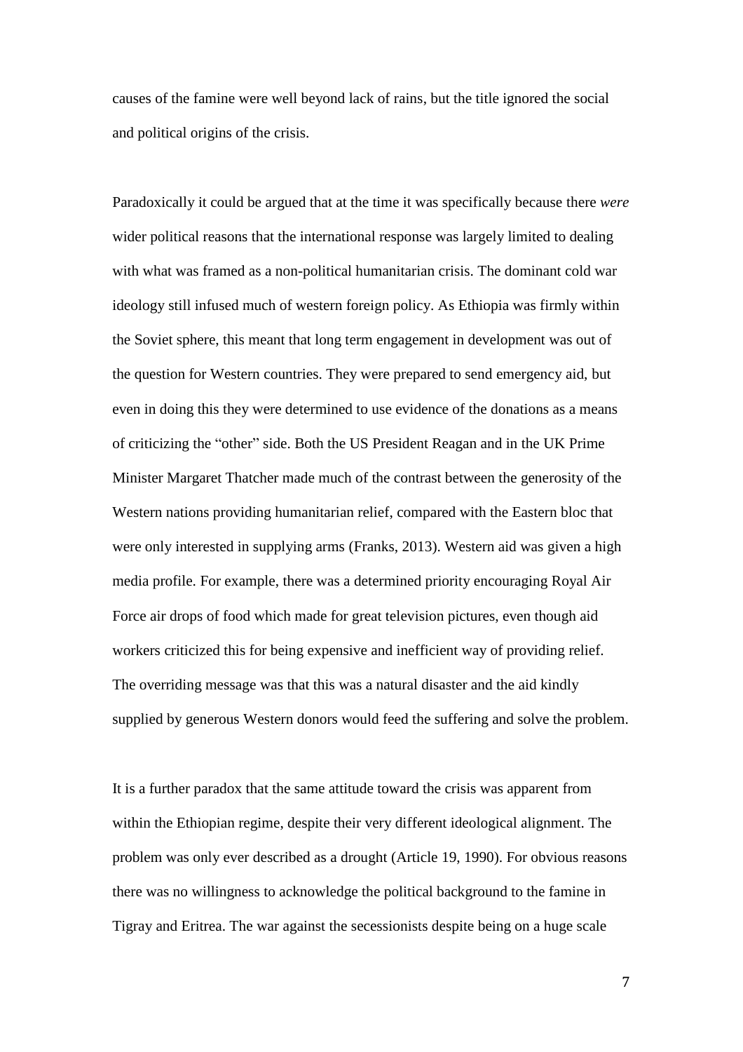causes of the famine were well beyond lack of rains, but the title ignored the social and political origins of the crisis.

Paradoxically it could be argued that at the time it was specifically because there *were* wider political reasons that the international response was largely limited to dealing with what was framed as a non-political humanitarian crisis. The dominant cold war ideology still infused much of western foreign policy. As Ethiopia was firmly within the Soviet sphere, this meant that long term engagement in development was out of the question for Western countries. They were prepared to send emergency aid, but even in doing this they were determined to use evidence of the donations as a means of criticizing the "other" side. Both the US President Reagan and in the UK Prime Minister Margaret Thatcher made much of the contrast between the generosity of the Western nations providing humanitarian relief, compared with the Eastern bloc that were only interested in supplying arms (Franks, 2013). Western aid was given a high media profile. For example, there was a determined priority encouraging Royal Air Force air drops of food which made for great television pictures, even though aid workers criticized this for being expensive and inefficient way of providing relief. The overriding message was that this was a natural disaster and the aid kindly supplied by generous Western donors would feed the suffering and solve the problem.

It is a further paradox that the same attitude toward the crisis was apparent from within the Ethiopian regime, despite their very different ideological alignment. The problem was only ever described as a drought (Article 19, 1990). For obvious reasons there was no willingness to acknowledge the political background to the famine in Tigray and Eritrea. The war against the secessionists despite being on a huge scale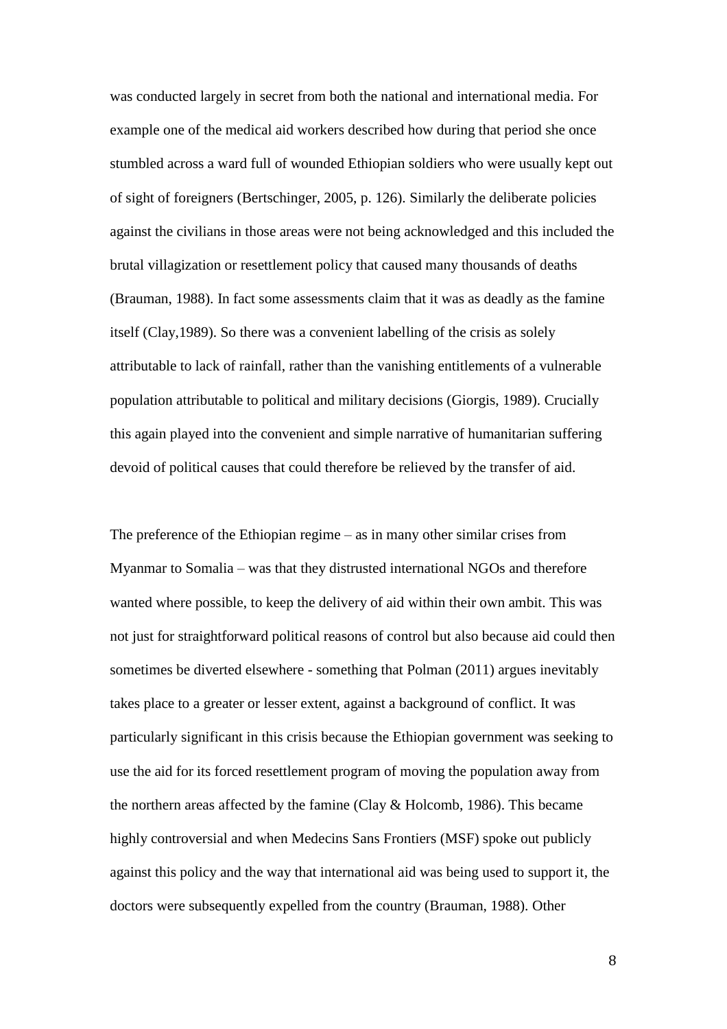was conducted largely in secret from both the national and international media. For example one of the medical aid workers described how during that period she once stumbled across a ward full of wounded Ethiopian soldiers who were usually kept out of sight of foreigners (Bertschinger, 2005, p. 126). Similarly the deliberate policies against the civilians in those areas were not being acknowledged and this included the brutal villagization or resettlement policy that caused many thousands of deaths (Brauman, 1988). In fact some assessments claim that it was as deadly as the famine itself (Clay,1989). So there was a convenient labelling of the crisis as solely attributable to lack of rainfall, rather than the vanishing entitlements of a vulnerable population attributable to political and military decisions (Giorgis, 1989). Crucially this again played into the convenient and simple narrative of humanitarian suffering devoid of political causes that could therefore be relieved by the transfer of aid.

The preference of the Ethiopian regime – as in many other similar crises from Myanmar to Somalia – was that they distrusted international NGOs and therefore wanted where possible, to keep the delivery of aid within their own ambit. This was not just for straightforward political reasons of control but also because aid could then sometimes be diverted elsewhere - something that Polman (2011) argues inevitably takes place to a greater or lesser extent, against a background of conflict. It was particularly significant in this crisis because the Ethiopian government was seeking to use the aid for its forced resettlement program of moving the population away from the northern areas affected by the famine (Clay & Holcomb, 1986). This became highly controversial and when Medecins Sans Frontiers (MSF) spoke out publicly against this policy and the way that international aid was being used to support it, the doctors were subsequently expelled from the country (Brauman, 1988). Other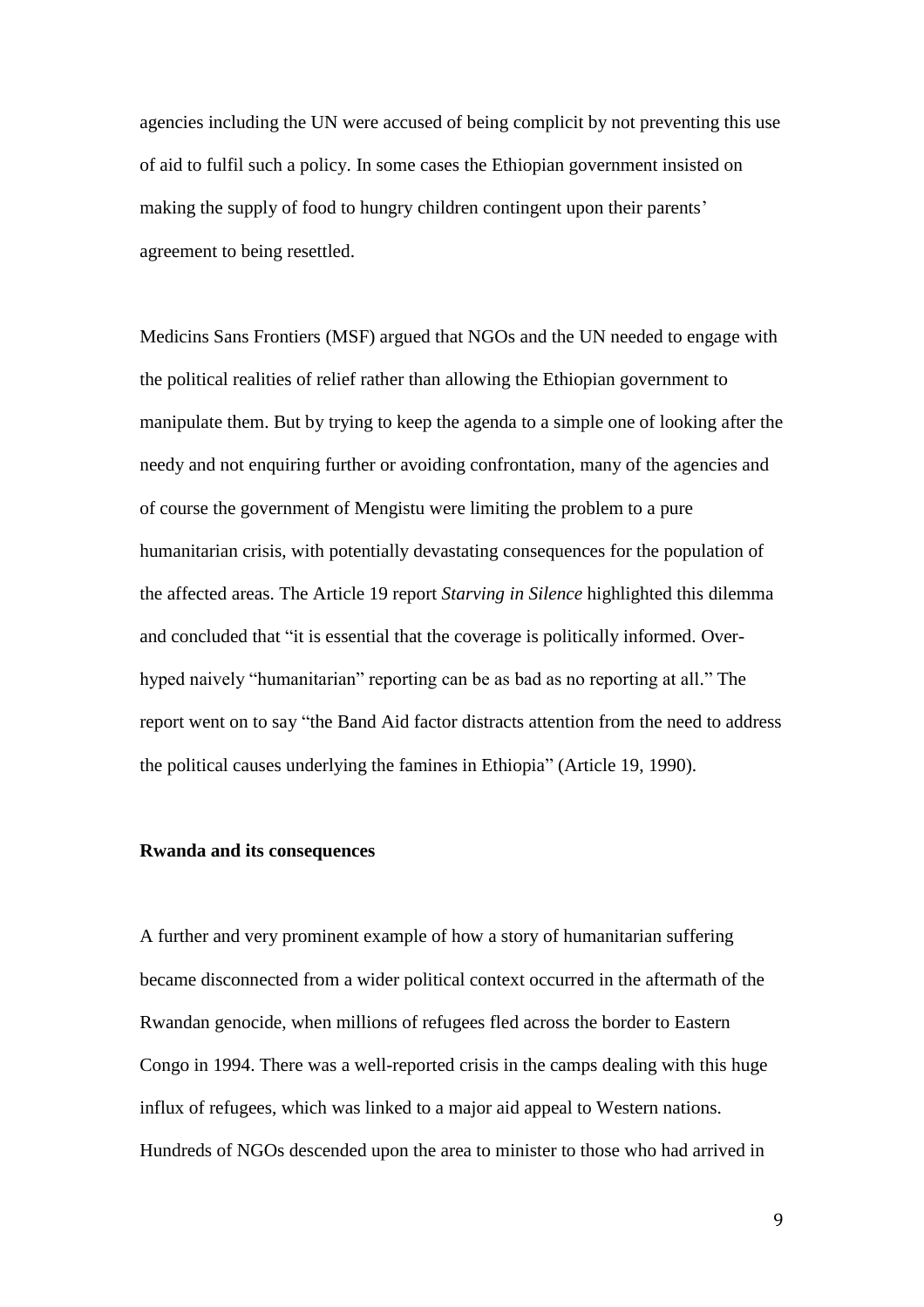agencies including the UN were accused of being complicit by not preventing this use of aid to fulfil such a policy. In some cases the Ethiopian government insisted on making the supply of food to hungry children contingent upon their parents' agreement to being resettled.

Medicins Sans Frontiers (MSF) argued that NGOs and the UN needed to engage with the political realities of relief rather than allowing the Ethiopian government to manipulate them. But by trying to keep the agenda to a simple one of looking after the needy and not enquiring further or avoiding confrontation, many of the agencies and of course the government of Mengistu were limiting the problem to a pure humanitarian crisis, with potentially devastating consequences for the population of the affected areas. The Article 19 report *Starving in Silence* highlighted this dilemma and concluded that "it is essential that the coverage is politically informed. Over-hyped naively "humanitarian" reporting can be as bad as no reporting at all." The report went on to say "the Band Aid factor distracts attention from the need to address the political causes underlying the famines in Ethiopia" (Article 19, 1990).

**Rwanda and its consequences**

A further and very prominent example of how a story of humanitarian suffering became disconnected from a wider political context occurred in the aftermath of the Rwandan genocide, when millions of refugees fled across the border to Eastern Congo in 1994. There was a well-reported crisis in the camps dealing with this huge influx of refugees, which was linked to a major aid appeal to Western nations. Hundreds of NGOs descended upon the area to minister to those who had arrived in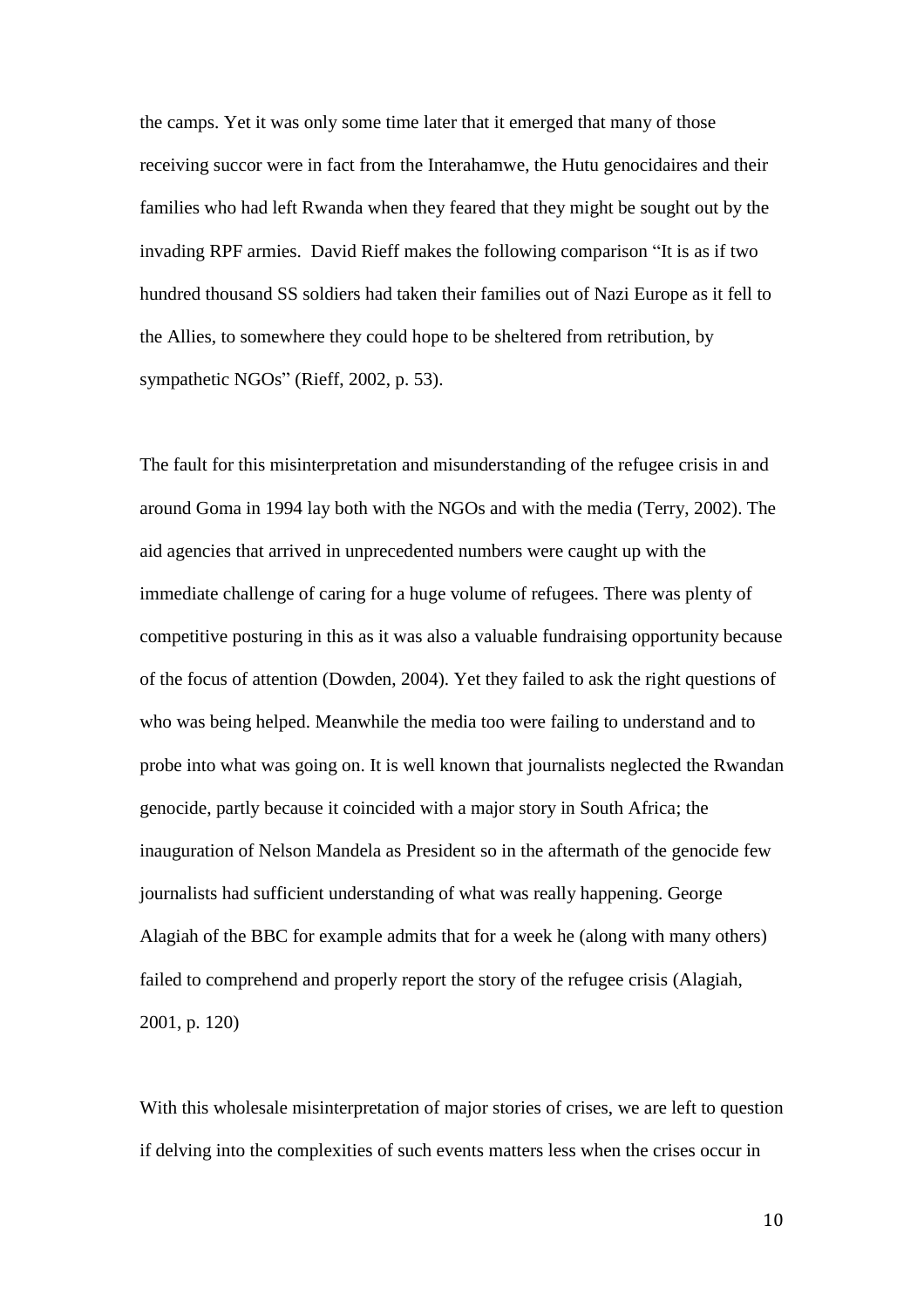the camps. Yet it was only some time later that it emerged that many of those receiving succor were in fact from the Interahamwe, the Hutu genocidaires and their families who had left Rwanda when they feared that they might be sought out by the invading RPF armies. David Rieff makes the following comparison "It is as if two hundred thousand SS soldiers had taken their families out of Nazi Europe as it fell to the Allies, to somewhere they could hope to be sheltered from retribution, by sympathetic NGOs" (Rieff, 2002, p. 53).

The fault for this misinterpretation and misunderstanding of the refugee crisis in and around Goma in 1994 lay both with the NGOs and with the media (Terry, 2002). The aid agencies that arrived in unprecedented numbers were caught up with the immediate challenge of caring for a huge volume of refugees. There was plenty of competitive posturing in this as it was also a valuable fundraising opportunity because of the focus of attention (Dowden, 2004). Yet they failed to ask the right questions of who was being helped. Meanwhile the media too were failing to understand and to probe into what was going on. It is well known that journalists neglected the Rwandan genocide, partly because it coincided with a major story in South Africa; the inauguration of Nelson Mandela as President so in the aftermath of the genocide few journalists had sufficient understanding of what was really happening. George Alagiah of the BBC for example admits that for a week he (along with many others) failed to comprehend and properly report the story of the refugee crisis (Alagiah, 2001, p. 120)

With this wholesale misinterpretation of major stories of crises, we are left to question if delving into the complexities of such events matters less when the crises occur in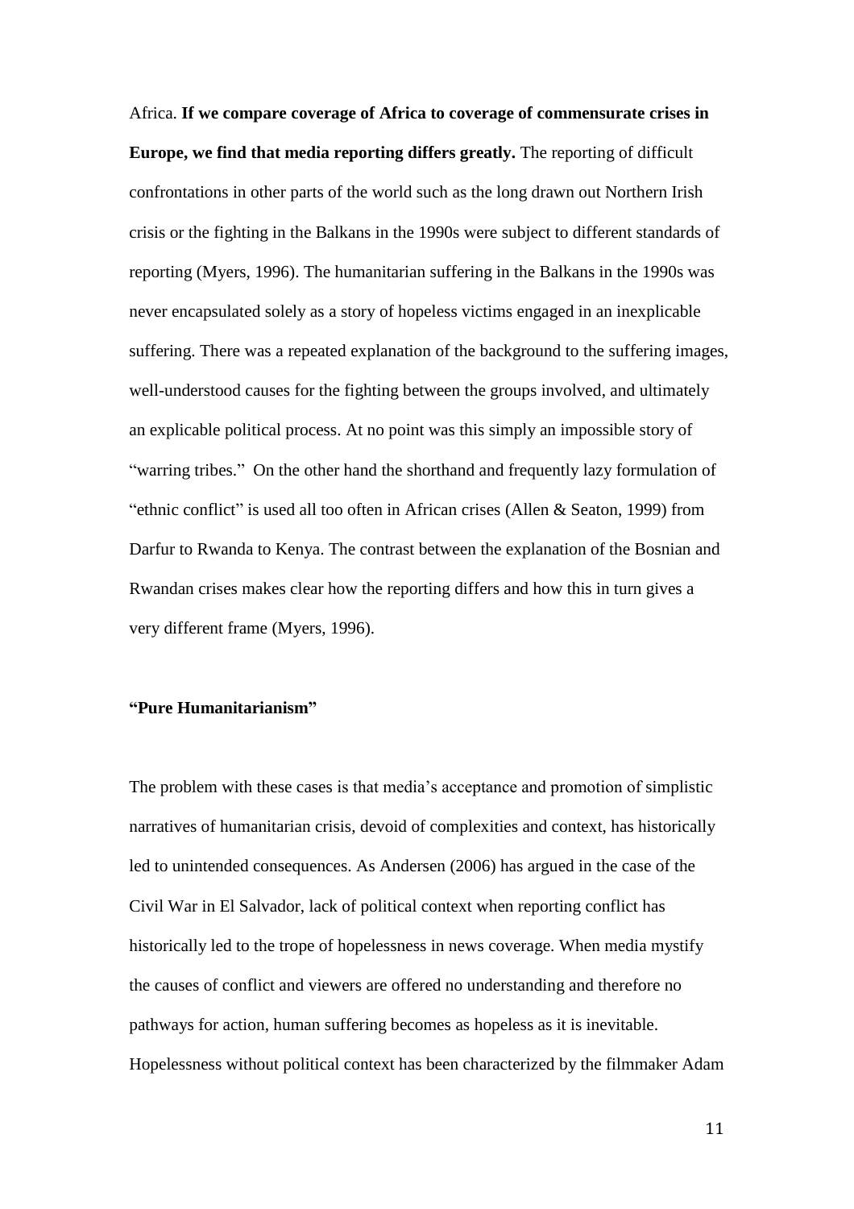Africa. **If we compare coverage of Africa to coverage of commensurate crises in Europe, we find that media reporting differs greatly.** The reporting of difficult confrontations in other parts of the world such as the long drawn out Northern Irish crisis or the fighting in the Balkans in the 1990s were subject to different standards of reporting (Myers, 1996). The humanitarian suffering in the Balkans in the 1990s was never encapsulated solely as a story of hopeless victims engaged in an inexplicable suffering. There was a repeated explanation of the background to the suffering images, well-understood causes for the fighting between the groups involved, and ultimately an explicable political process. At no point was this simply an impossible story of "warring tribes." On the other hand the shorthand and frequently lazy formulation of "ethnic conflict" is used all too often in African crises (Allen & Seaton, 1999) from Darfur to Rwanda to Kenya. The contrast between the explanation of the Bosnian and Rwandan crises makes clear how the reporting differs and how this in turn gives a very different frame (Myers, 1996).

**"Pure Humanitarianism"**

The problem with these cases is that media's acceptance and promotion of simplistic narratives of humanitarian crisis, devoid of complexities and context, has historically led to unintended consequences. As Andersen (2006) has argued in the case of the Civil War in El Salvador, lack of political context when reporting conflict has historically led to the trope of hopelessness in news coverage. When media mystify the causes of conflict and viewers are offered no understanding and therefore no pathways for action, human suffering becomes as hopeless as it is inevitable. Hopelessness without political context has been characterized by the filmmaker Adam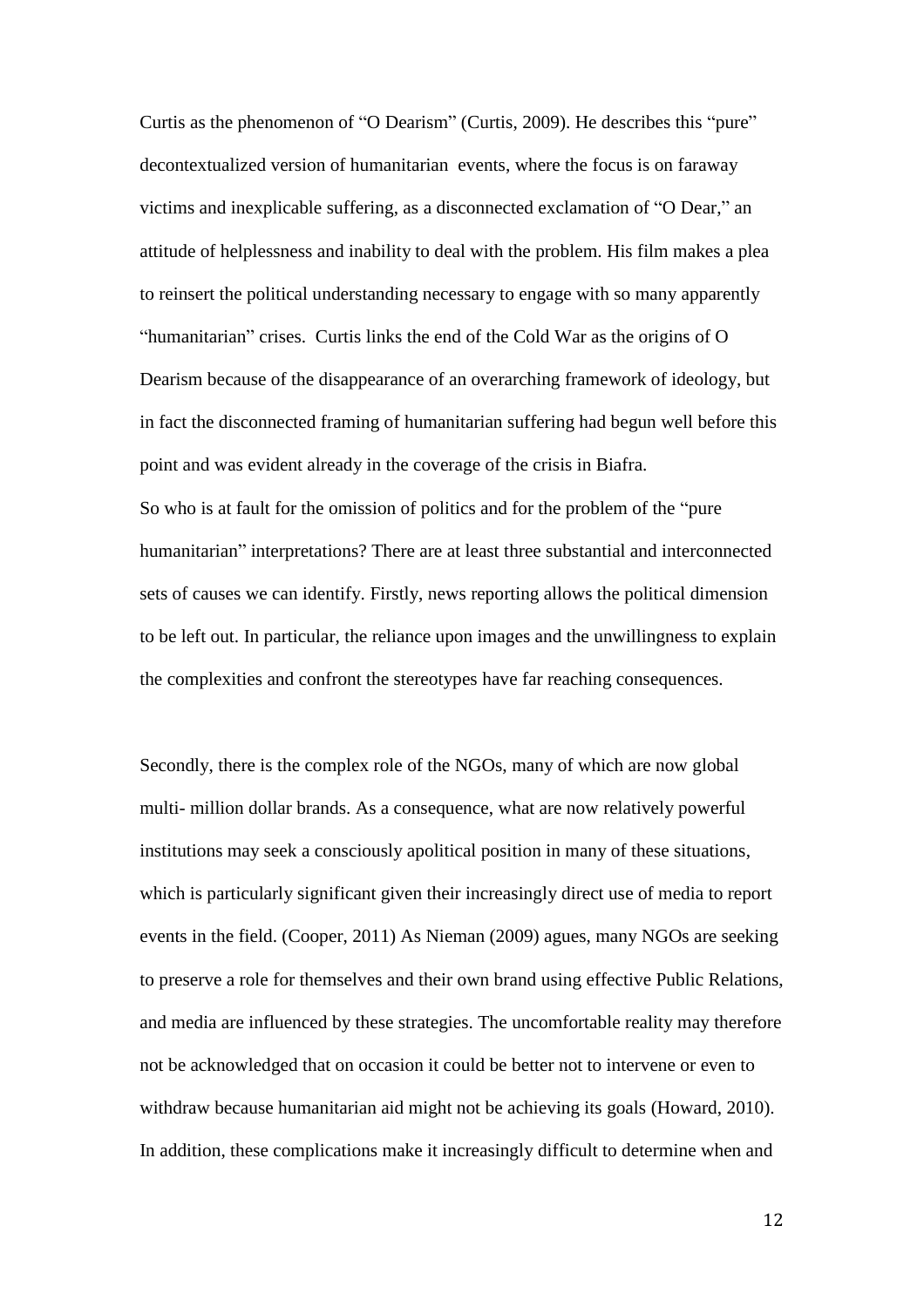Curtis as the phenomenon of "O Dearism" (Curtis, 2009). He describes this "pure" decontextualized version of humanitarian events, where the focus is on faraway victims and inexplicable suffering, as a disconnected exclamation of "O Dear," an attitude of helplessness and inability to deal with the problem. His film makes a plea to reinsert the political understanding necessary to engage with so many apparently "humanitarian" crises. Curtis links the end of the Cold War as the origins of O Dearism because of the disappearance of an overarching framework of ideology, but in fact the disconnected framing of humanitarian suffering had begun well before this point and was evident already in the coverage of the crisis in Biafra.

So who is at fault for the omission of politics and for the problem of the "pure humanitarian" interpretations? There are at least three substantial and interconnected sets of causes we can identify. Firstly, news reporting allows the political dimension to be left out. In particular, the reliance upon images and the unwillingness to explain the complexities and confront the stereotypes have far reaching consequences.

Secondly, there is the complex role of the NGOs, many of which are now global multi- million dollar brands. As a consequence, what are now relatively powerful institutions may seek a consciously apolitical position in many of these situations, which is particularly significant given their increasingly direct use of media to report events in the field. (Cooper, 2011) As Nieman (2009) agues, many NGOs are seeking to preserve a role for themselves and their own brand using effective Public Relations, and media are influenced by these strategies. The uncomfortable reality may therefore not be acknowledged that on occasion it could be better not to intervene or even to withdraw because humanitarian aid might not be achieving its goals (Howard, 2010). In addition, these complications make it increasingly difficult to determine when and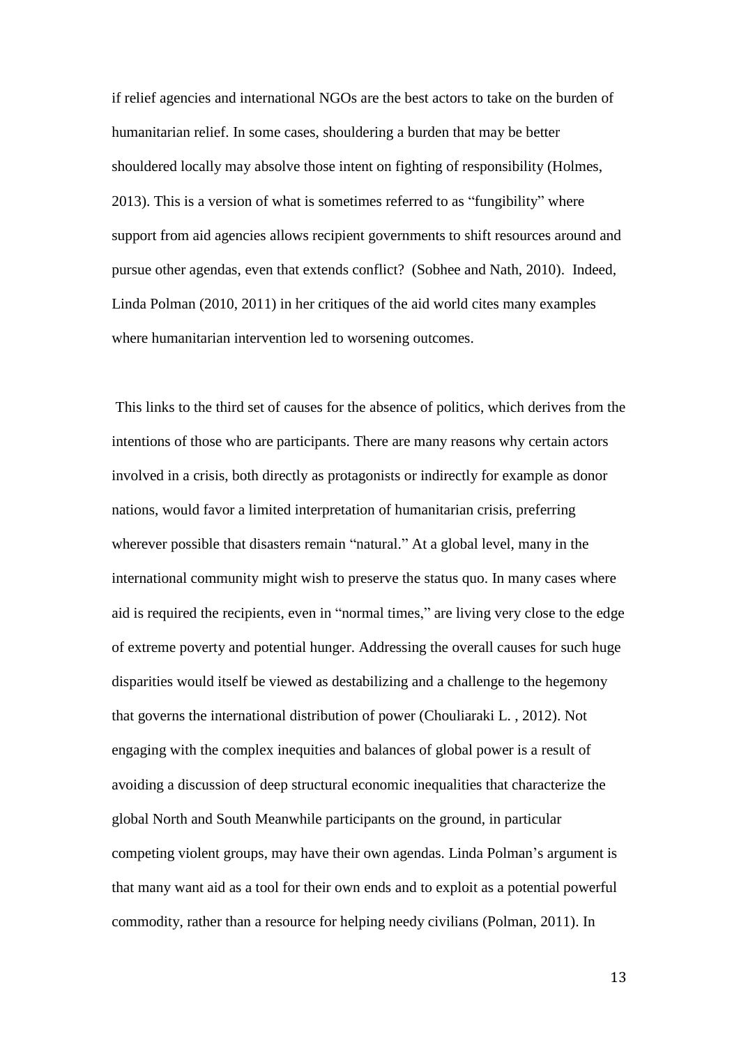if relief agencies and international NGOs are the best actors to take on the burden of humanitarian relief. In some cases, shouldering a burden that may be better shouldered locally may absolve those intent on fighting of responsibility (Holmes, 2013). This is a version of what is sometimes referred to as "fungibility" where support from aid agencies allows recipient governments to shift resources around and pursue other agendas, even that extends conflict? (Sobhee and Nath, 2010). Indeed, Linda Polman (2010, 2011) in her critiques of the aid world cites many examples where humanitarian intervention led to worsening outcomes.

This links to the third set of causes for the absence of politics, which derives from the intentions of those who are participants. There are many reasons why certain actors involved in a crisis, both directly as protagonists or indirectly for example as donor nations, would favor a limited interpretation of humanitarian crisis, preferring wherever possible that disasters remain "natural." At a global level, many in the international community might wish to preserve the status quo. In many cases where aid is required the recipients, even in "normal times," are living very close to the edge of extreme poverty and potential hunger. Addressing the overall causes for such huge disparities would itself be viewed as destabilizing and a challenge to the hegemony that governs the international distribution of power (Chouliaraki L. , 2012). Not engaging with the complex inequities and balances of global power is a result of avoiding a discussion of deep structural economic inequalities that characterize the global North and South Meanwhile participants on the ground, in particular competing violent groups, may have their own agendas. Linda Polman's argument is that many want aid as a tool for their own ends and to exploit as a potential powerful commodity, rather than a resource for helping needy civilians (Polman, 2011). In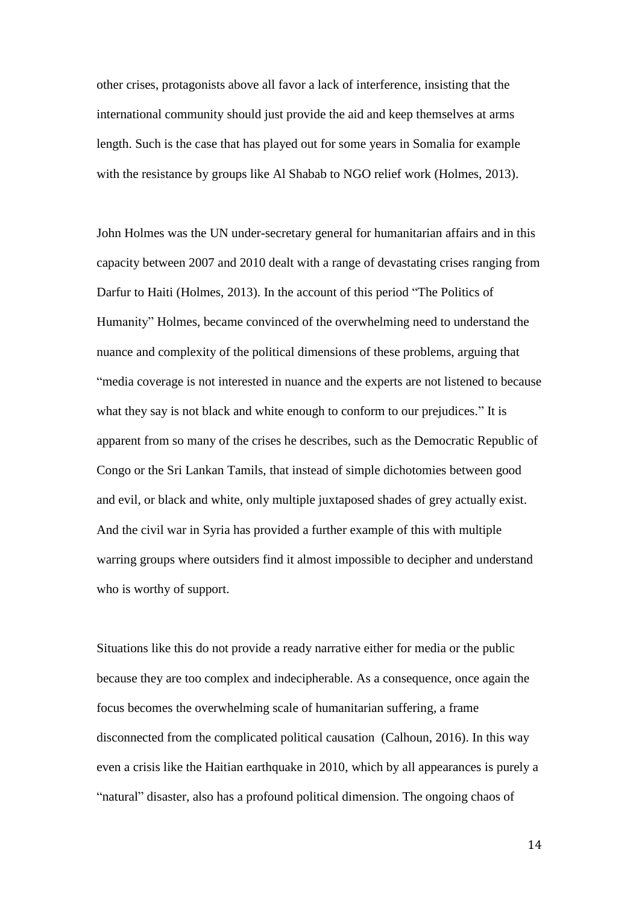other crises, protagonists above all favor a lack of interference, insisting that the international community should just provide the aid and keep themselves at arms length. Such is the case that has played out for some years in Somalia for example with the resistance by groups like Al Shabab to NGO relief work (Holmes, 2013).

John Holmes was the UN under-secretary general for humanitarian affairs and in this capacity between 2007 and 2010 dealt with a range of devastating crises ranging from Darfur to Haiti (Holmes, 2013). In the account of this period "The Politics of Humanity" Holmes, became convinced of the overwhelming need to understand the nuance and complexity of the political dimensions of these problems, arguing that "media coverage is not interested in nuance and the experts are not listened to because what they say is not black and white enough to conform to our prejudices." It is apparent from so many of the crises he describes, such as the Democratic Republic of Congo or the Sri Lankan Tamils, that instead of simple dichotomies between good and evil, or black and white, only multiple juxtaposed shades of grey actually exist. And the civil war in Syria has provided a further example of this with multiple warring groups where outsiders find it almost impossible to decipher and understand who is worthy of support.

Situations like this do not provide a ready narrative either for media or the public because they are too complex and indecipherable. As a consequence, once again the focus becomes the overwhelming scale of humanitarian suffering, a frame disconnected from the complicated political causation (Calhoun, 2016). In this way even a crisis like the Haitian earthquake in 2010, which by all appearances is purely a "natural" disaster, also has a profound political dimension. The ongoing chaos of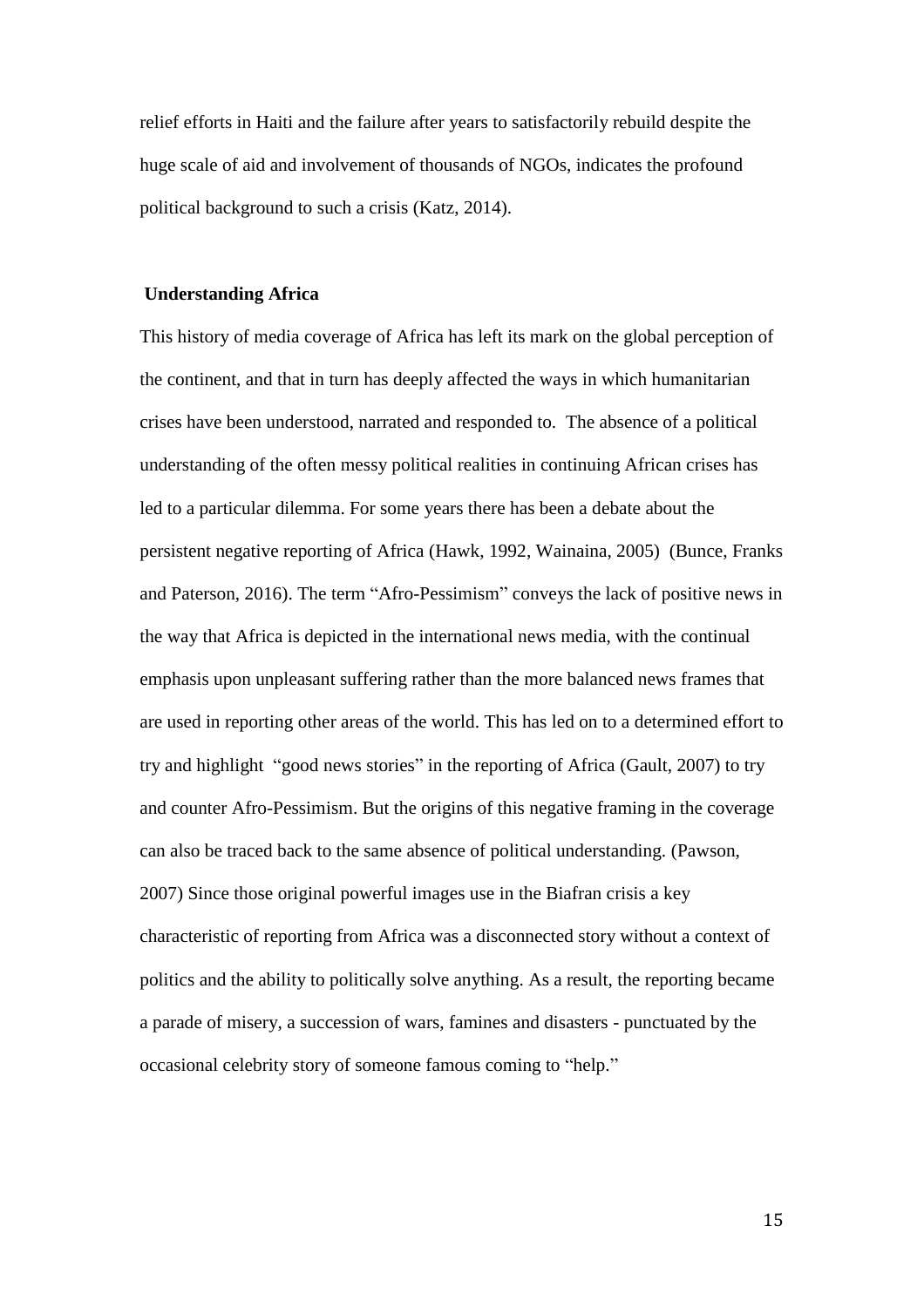relief efforts in Haiti and the failure after years to satisfactorily rebuild despite the huge scale of aid and involvement of thousands of NGOs, indicates the profound political background to such a crisis (Katz, 2014).

## Understanding Africa

This history of media coverage of Africa has left its mark on the global perception of the continent, and that in turn has deeply affected the ways in which humanitarian crises have been understood, narrated and responded to. The absence of a political understanding of the often messy political realities in continuing African crises has led to a particular dilemma. For some years there has been a debate about the persistent negative reporting of Africa (Hawk, 1992, Wainaina, 2005) (Bunce, Franks and Paterson, 2016). The term "Afro-Pessimism" conveys the lack of positive news in the way that Africa is depicted in the international news media, with the continual emphasis upon unpleasant suffering rather than the more balanced news frames that are used in reporting other areas of the world. This has led on to a determined effort to try and highlight "good news stories" in the reporting of Africa (Gault, 2007) to try and counter Afro-Pessimism. But the origins of this negative framing in the coverage can also be traced back to the same absence of political understanding. (Pawson, 2007) Since those original powerful images use in the Biafran crisis a key characteristic of reporting from Africa was a disconnected story without a context of politics and the ability to politically solve anything. As a result, the reporting became a parade of misery, a succession of wars, famines and disasters - punctuated by the occasional celebrity story of someone famous coming to "help."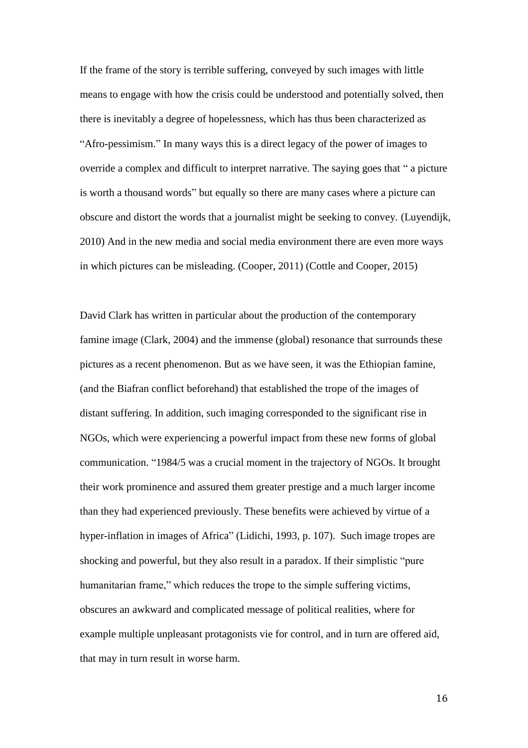If the frame of the story is terrible suffering, conveyed by such images with little means to engage with how the crisis could be understood and potentially solved, then there is inevitably a degree of hopelessness, which has thus been characterized as "Afro-pessimism." In many ways this is a direct legacy of the power of images to override a complex and difficult to interpret narrative. The saying goes that " a picture is worth a thousand words" but equally so there are many cases where a picture can obscure and distort the words that a journalist might be seeking to convey. (Luyendijk, 2010) And in the new media and social media environment there are even more ways in which pictures can be misleading. (Cooper, 2011) (Cottle and Cooper, 2015)

David Clark has written in particular about the production of the contemporary famine image (Clark, 2004) and the immense (global) resonance that surrounds these pictures as a recent phenomenon. But as we have seen, it was the Ethiopian famine, (and the Biafran conflict beforehand) that established the trope of the images of distant suffering. In addition, such imaging corresponded to the significant rise in NGOs, which were experiencing a powerful impact from these new forms of global communication. "1984/5 was a crucial moment in the trajectory of NGOs. It brought their work prominence and assured them greater prestige and a much larger income than they had experienced previously. These benefits were achieved by virtue of a hyper-inflation in images of Africa" (Lidichi, 1993, p. 107). Such image tropes are shocking and powerful, but they also result in a paradox. If their simplistic "pure humanitarian frame," which reduces the trope to the simple suffering victims, obscures an awkward and complicated message of political realities, where for example multiple unpleasant protagonists vie for control, and in turn are offered aid, that may in turn result in worse harm.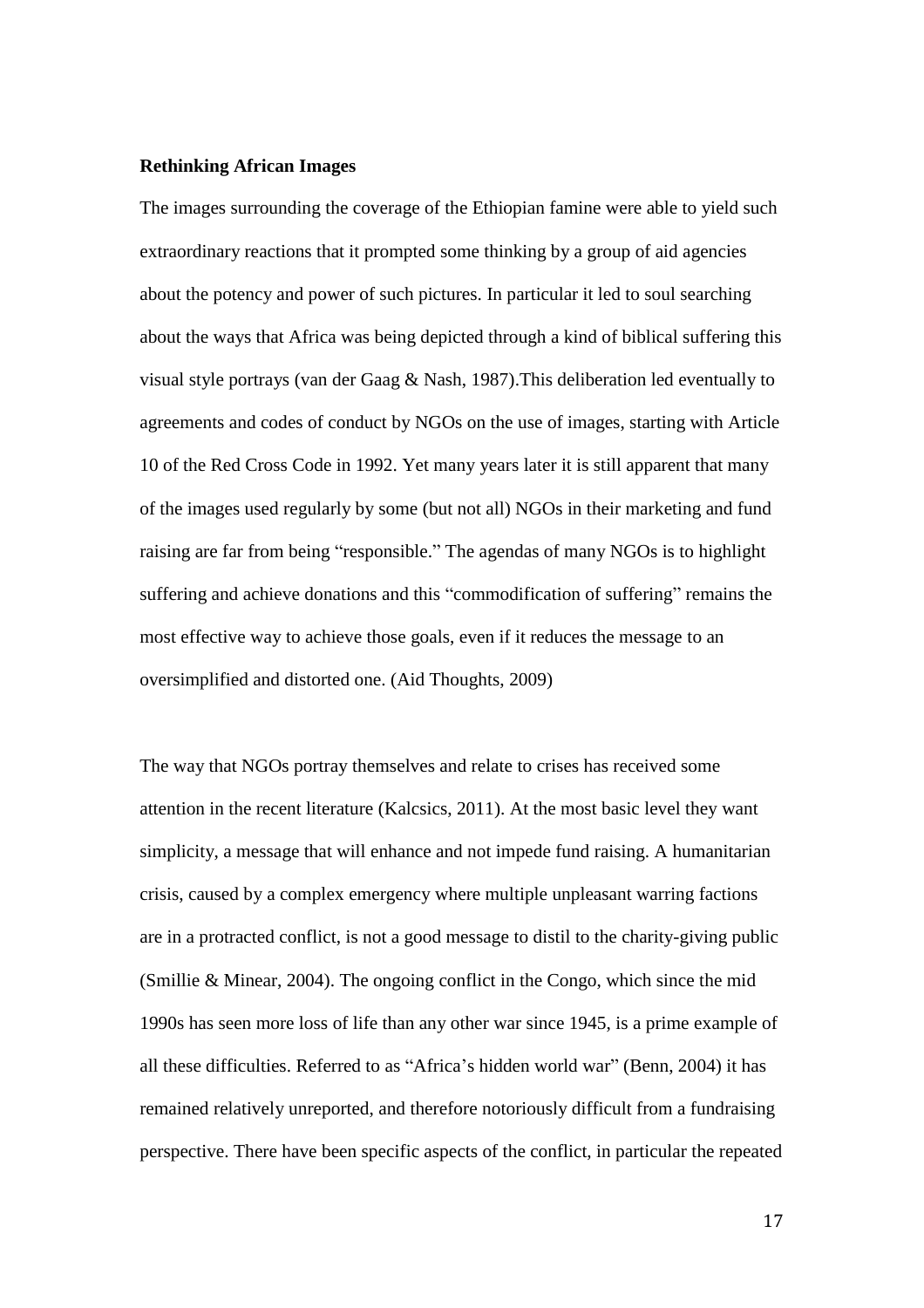**Rethinking African Images**

The images surrounding the coverage of the Ethiopian famine were able to yield such extraordinary reactions that it prompted some thinking by a group of aid agencies about the potency and power of such pictures. In particular it led to soul searching about the ways that Africa was being depicted through a kind of biblical suffering this visual style portrays (van der Gaag & Nash, 1987).This deliberation led eventually to agreements and codes of conduct by NGOs on the use of images, starting with Article 10 of the Red Cross Code in 1992. Yet many years later it is still apparent that many of the images used regularly by some (but not all) NGOs in their marketing and fund raising are far from being "responsible." The agendas of many NGOs is to highlight suffering and achieve donations and this "commodification of suffering" remains the most effective way to achieve those goals, even if it reduces the message to an oversimplified and distorted one. (Aid Thoughts, 2009)

The way that NGOs portray themselves and relate to crises has received some attention in the recent literature (Kalcsics, 2011). At the most basic level they want simplicity, a message that will enhance and not impede fund raising. A humanitarian crisis, caused by a complex emergency where multiple unpleasant warring factions are in a protracted conflict, is not a good message to distil to the charity-giving public (Smillie & Minear, 2004). The ongoing conflict in the Congo, which since the mid 1990s has seen more loss of life than any other war since 1945, is a prime example of all these difficulties. Referred to as "Africa's hidden world war" (Benn, 2004) it has remained relatively unreported, and therefore notoriously difficult from a fundraising perspective. There have been specific aspects of the conflict, in particular the repeated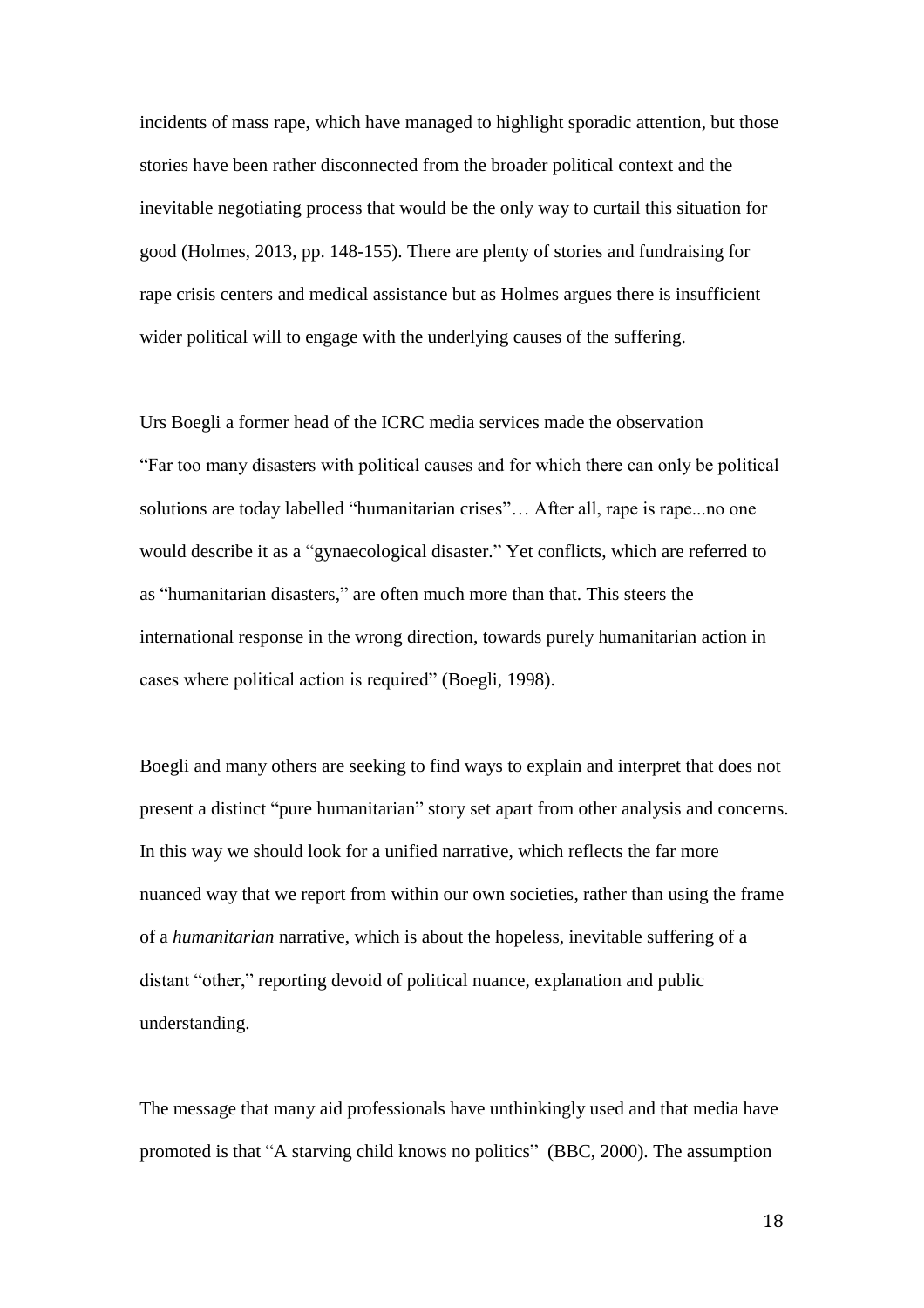incidents of mass rape, which have managed to highlight sporadic attention, but those stories have been rather disconnected from the broader political context and the inevitable negotiating process that would be the only way to curtail this situation for good (Holmes, 2013, pp. 148-155). There are plenty of stories and fundraising for rape crisis centers and medical assistance but as Holmes argues there is insufficient wider political will to engage with the underlying causes of the suffering.

Urs Boegli a former head of the ICRC media services made the observation "Far too many disasters with political causes and for which there can only be political solutions are today labelled "humanitarian crises"… After all, rape is rape...no one would describe it as a "gynaecological disaster." Yet conflicts, which are referred to as "humanitarian disasters," are often much more than that. This steers the international response in the wrong direction, towards purely humanitarian action in cases where political action is required" (Boegli, 1998).

Boegli and many others are seeking to find ways to explain and interpret that does not present a distinct "pure humanitarian" story set apart from other analysis and concerns. In this way we should look for a unified narrative, which reflects the far more nuanced way that we report from within our own societies, rather than using the frame of a *humanitarian* narrative, which is about the hopeless, inevitable suffering of a distant "other," reporting devoid of political nuance, explanation and public understanding.

The message that many aid professionals have unthinkingly used and that media have promoted is that "A starving child knows no politics" (BBC, 2000). The assumption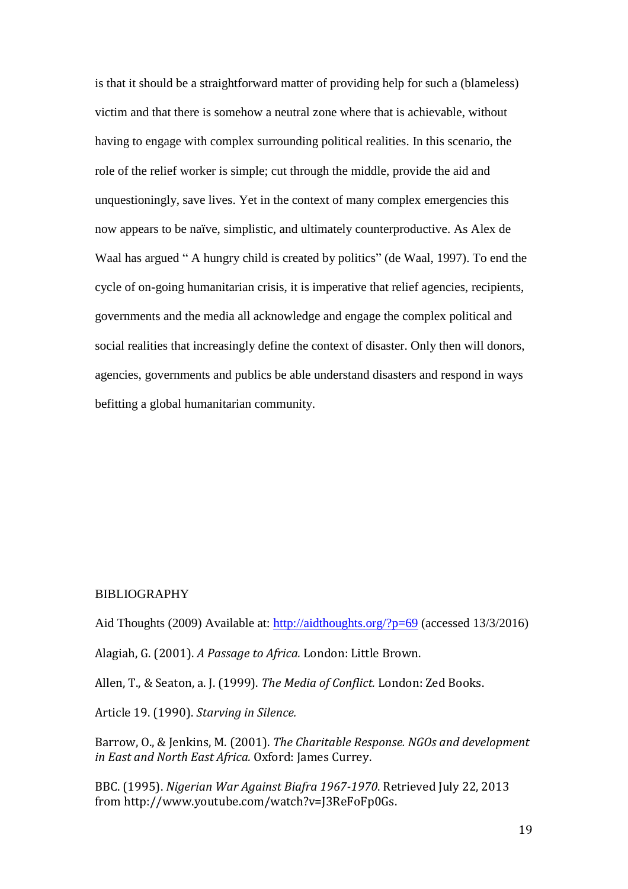is that it should be a straightforward matter of providing help for such a (blameless) victim and that there is somehow a neutral zone where that is achievable, without having to engage with complex surrounding political realities. In this scenario, the role of the relief worker is simple; cut through the middle, provide the aid and unquestioningly, save lives. Yet in the context of many complex emergencies this now appears to be naïve, simplistic, and ultimately counterproductive. As Alex de Waal has argued " A hungry child is created by politics" (de Waal, 1997). To end the cycle of on-going humanitarian crisis, it is imperative that relief agencies, recipients, governments and the media all acknowledge and engage the complex political and social realities that increasingly define the context of disaster. Only then will donors, agencies, governments and publics be able understand disasters and respond in ways befitting a global humanitarian community.

BIBLIOGRAPHY

Aid Thoughts (2009) Available at: http://aidthoughts.org/?p=69 (accessed 13/3/2016)

Alagiah, G. (2001). *A Passage to Africa.* London: Little Brown.

Allen, T., & Seaton, a. J. (1999). *The Media of Conflict.* London: Zed Books.

Article 19. (1990). *Starving in Silence.*

Barrow, O., & Jenkins, M. (2001). *The Charitable Response. NGOs and development in East and North East Africa.* Oxford: James Currey.

BBC. (1995). *Nigerian War Against Biafra 1967-1970.* Retrieved July 22, 2013 from http://www.youtube.com/watch?v=J3ReFoFp0Gs.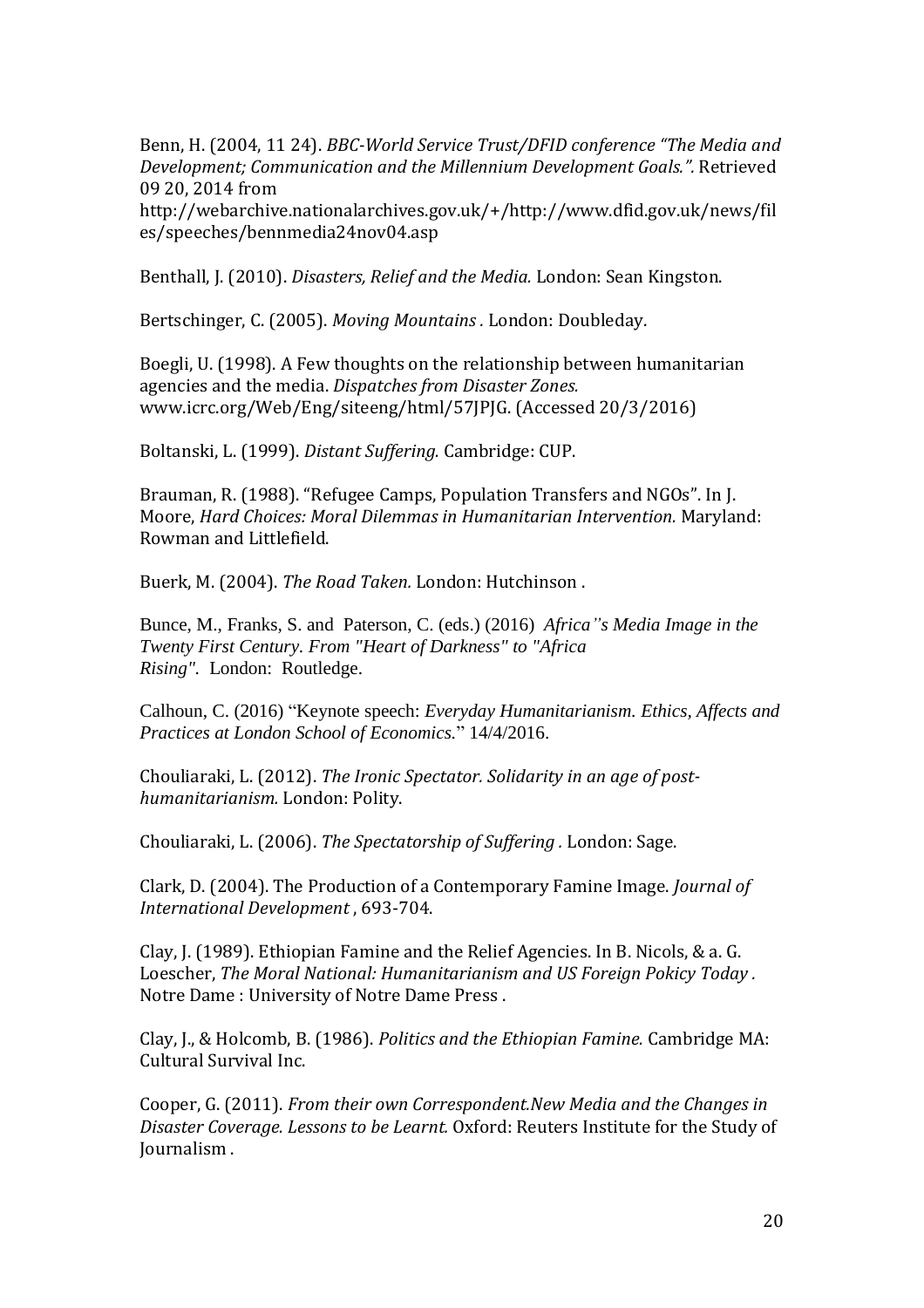Benn, H. (2004, 11 24). *BBC-World Service Trust/DFID conference "The Media and Development; Communication and the Millennium Development Goals.".* Retrieved 09 20, 2014 from http://webarchive.nationalarchives.gov.uk/+/http://www.dfid.gov.uk/news/files/speeches/bennmedia24nov04.asp

Benthall, J. (2010). *Disasters, Relief and the Media.* London: Sean Kingston.

Bertschinger, C. (2005). *Moving Mountains .* London: Doubleday.

Boegli, U. (1998). A Few thoughts on the relationship between humanitarian agencies and the media. *Dispatches from Disaster Zones.* www.icrc.org/Web/Eng/siteeng/html/57JPJG. (Accessed 20/3/2016)

Boltanski, L. (1999). *Distant Suffering.* Cambridge: CUP.

Brauman, R. (1988). "Refugee Camps, Population Transfers and NGOs". In J. Moore, *Hard Choices: Moral Dilemmas in Humanitarian Intervention.* Maryland: Rowman and Littlefield.

Buerk, M. (2004). *The Road Taken.* London: Hutchinson .

Bunce, M., Franks, S. and Paterson, C. (eds.) (2016) *Africa''s Media Image in the Twenty First Century. From "Heart of Darkness" to "Africa Rising".* London: Routledge.

Calhoun, C. (2016) "Keynote speech: *Everyday Humanitarianism. Ethics, Affects and Practices at London School of Economics.*" 14/4/2016.

Chouliaraki, L. (2012). *The Ironic Spectator. Solidarity in an age of post-humanitarianism.* London: Polity.

Chouliaraki, L. (2006). *The Spectatorship of Suffering .* London: Sage.

Clark, D. (2004). The Production of a Contemporary Famine Image. *Journal of International Development* , 693-704.

Clay, J. (1989). Ethiopian Famine and the Relief Agencies. In B. Nicols, & a. G. Loescher, *The Moral National: Humanitarianism and US Foreign Pokicy Today .* Notre Dame : University of Notre Dame Press .

Clay, J., & Holcomb, B. (1986). *Politics and the Ethiopian Famine.* Cambridge MA: Cultural Survival Inc.

Cooper, G. (2011). *From their own Correspondent.New Media and the Changes in Disaster Coverage. Lessons to be Learnt.* Oxford: Reuters Institute for the Study of Journalism .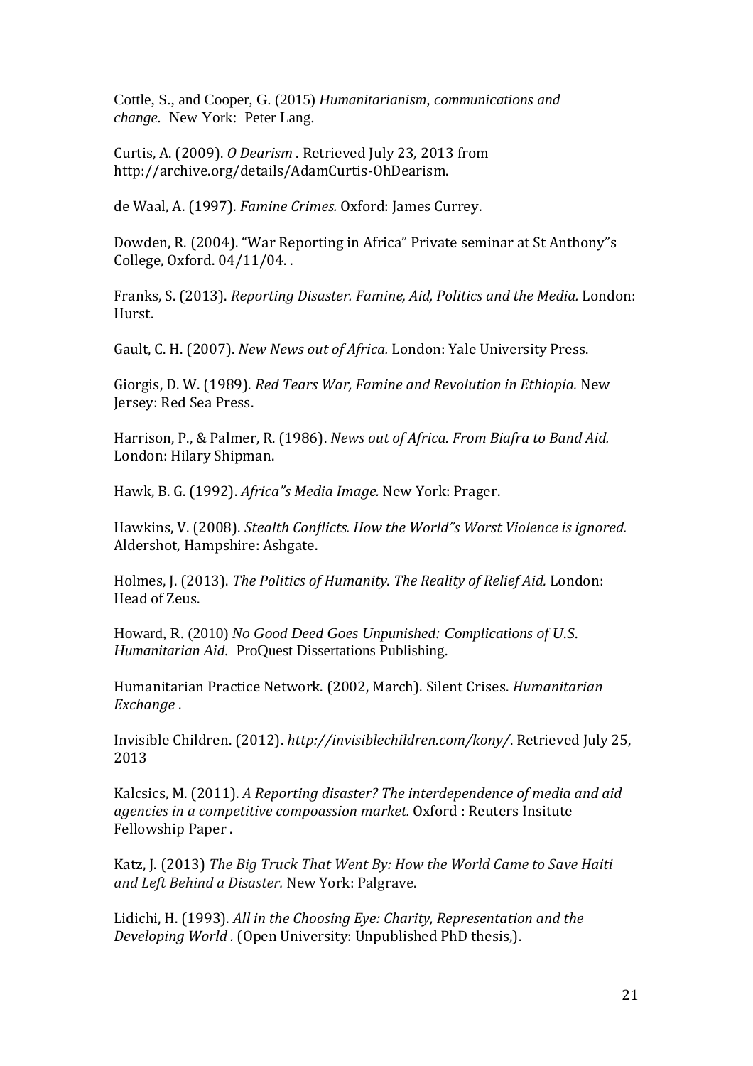Cottle, S., and Cooper, G. (2015) *Humanitarianism, communications and change*. New York: Peter Lang.

Curtis, A. (2009). *O Dearism* . Retrieved July 23, 2013 from http://archive.org/details/AdamCurtis-OhDearism.

de Waal, A. (1997). *Famine Crimes.* Oxford: James Currey.

Dowden, R. (2004). "War Reporting in Africa" Private seminar at St Anthony"s College, Oxford. 04/11/04. .

Franks, S. (2013). *Reporting Disaster. Famine, Aid, Politics and the Media.* London: Hurst.

Gault, C. H. (2007). *New News out of Africa.* London: Yale University Press.

Giorgis, D. W. (1989). *Red Tears War, Famine and Revolution in Ethiopia.* New Jersey: Red Sea Press.

Harrison, P., & Palmer, R. (1986). *News out of Africa. From Biafra to Band Aid.* London: Hilary Shipman.

Hawk, B. G. (1992). *Africa"s Media Image.* New York: Prager.

Hawkins, V. (2008). *Stealth Conflicts. How the World"s Worst Violence is ignored.* Aldershot, Hampshire: Ashgate.

Holmes, J. (2013). *The Politics of Humanity. The Reality of Relief Aid.* London: Head of Zeus.

Howard, R. (2010) *No Good Deed Goes Unpunished: Complications of U.S. Humanitarian Aid*. ProQuest Dissertations Publishing.

Humanitarian Practice Network. (2002, March). Silent Crises. *Humanitarian Exchange* .

Invisible Children. (2012). *http://invisiblechildren.com/kony/*. Retrieved July 25, 2013

Kalcsics, M. (2011). *A Reporting disaster? The interdependence of media and aid agencies in a competitive compoassion market.* Oxford : Reuters Insitute Fellowship Paper .

Katz, J. (2013) *The Big Truck That Went By: How the World Came to Save Haiti and Left Behind a Disaster.* New York: Palgrave.

Lidichi, H. (1993). *All in the Choosing Eye: Charity, Representation and the Developing World* . (Open University: Unpublished PhD thesis,).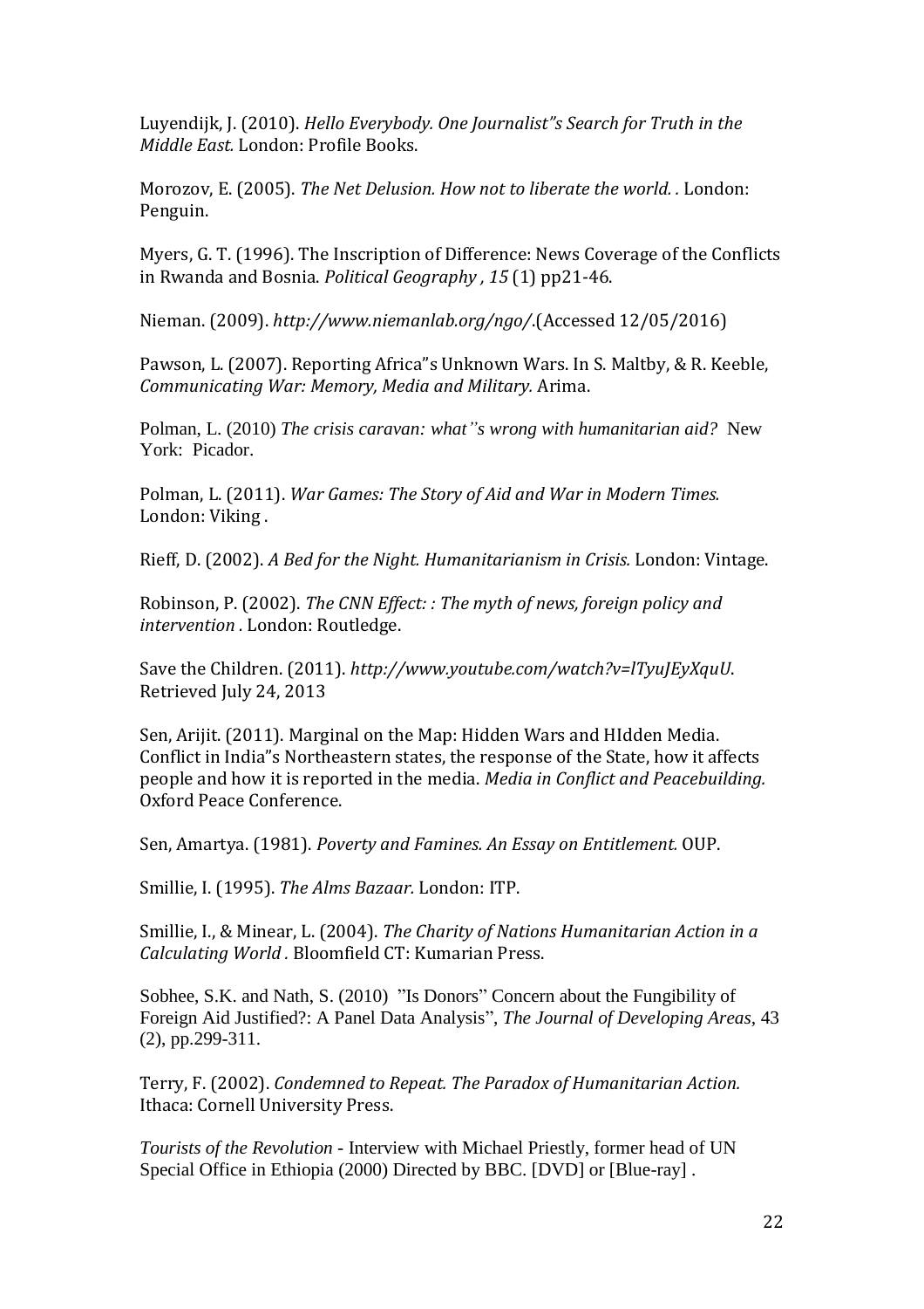Luyendijk, J. (2010). *Hello Everybody. One Journalist"s Search for Truth in the Middle East.* London: Profile Books.

Morozov, E. (2005). *The Net Delusion. How not to liberate the world. .* London: Penguin.

Myers, G. T. (1996). The Inscription of Difference: News Coverage of the Conflicts in Rwanda and Bosnia. *Political Geography , 15* (1) pp21-46.

Nieman. (2009). *http://www.niemanlab.org/ngo/*.(Accessed 12/05/2016)

Pawson, L. (2007). Reporting Africa"s Unknown Wars. In S. Maltby, & R. Keeble, *Communicating War: Memory, Media and Military.* Arima.

Polman, L. (2010) *The crisis caravan: what''s wrong with humanitarian aid?* New York: Picador.

Polman, L. (2011). *War Games: The Story of Aid and War in Modern Times.* London: Viking .

Rieff, D. (2002). *A Bed for the Night. Humanitarianism in Crisis.* London: Vintage.

Robinson, P. (2002). *The CNN Effect: : The myth of news, foreign policy and intervention .* London: Routledge.

Save the Children. (2011). *http://www.youtube.com/watch?v=lTyuJEyXquU*. Retrieved July 24, 2013

Sen, Arijit. (2011). Marginal on the Map: Hidden Wars and HIdden Media. Conflict in India"s Northeastern states, the response of the State, how it affects people and how it is reported in the media. *Media in Conflict and Peacebuilding.* Oxford Peace Conference.

Sen, Amartya. (1981). *Poverty and Famines. An Essay on Entitlement.* OUP.

Smillie, I. (1995). *The Alms Bazaar.* London: ITP.

Smillie, I., & Minear, L. (2004). *The Charity of Nations Humanitarian Action in a Calculating World .* Bloomfield CT: Kumarian Press.

Sobhee, S.K. and Nath, S. (2010) ''Is Donors'' Concern about the Fungibility of Foreign Aid Justified?: A Panel Data Analysis'', *The Journal of Developing Areas*, 43 (2), pp.299-311.

Terry, F. (2002). *Condemned to Repeat. The Paradox of Humanitarian Action.* Ithaca: Cornell University Press.

*Tourists of the Revolution* - Interview with Michael Priestly, former head of UN Special Office in Ethiopia (2000) Directed by BBC. [DVD] or [Blue-ray] .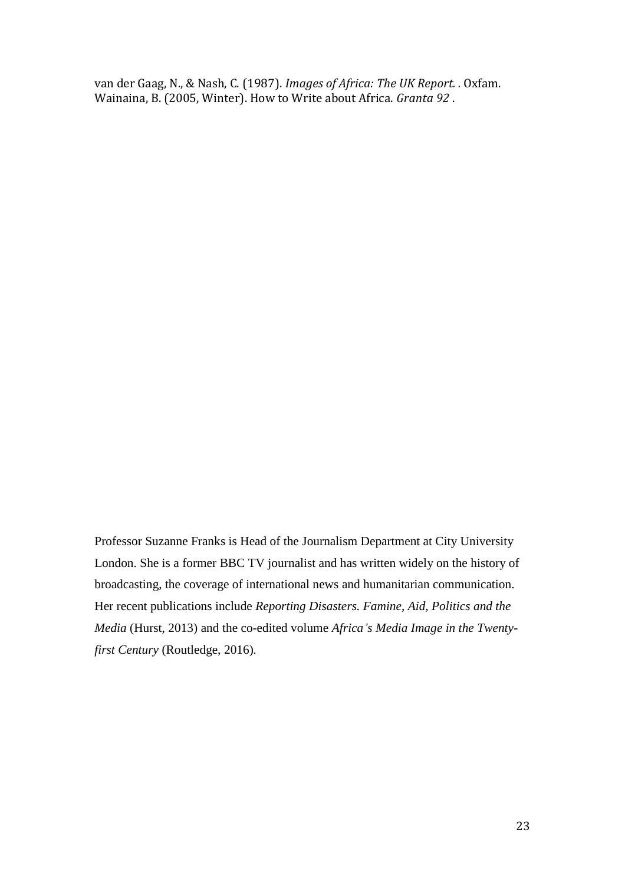van der Gaag, N., & Nash, C. (1987). *Images of Africa: The UK Report. .* Oxfam.
Wainaina, B. (2005, Winter). How to Write about Africa. *Granta 92* .

Professor Suzanne Franks is Head of the Journalism Department at City University London. She is a former BBC TV journalist and has written widely on the history of broadcasting, the coverage of international news and humanitarian communication. Her recent publications include *Reporting Disasters. Famine, Aid, Politics and the Media* (Hurst, 2013) and the co-edited volume *Africa's Media Image in the Twenty-first Century* (Routledge, 2016).